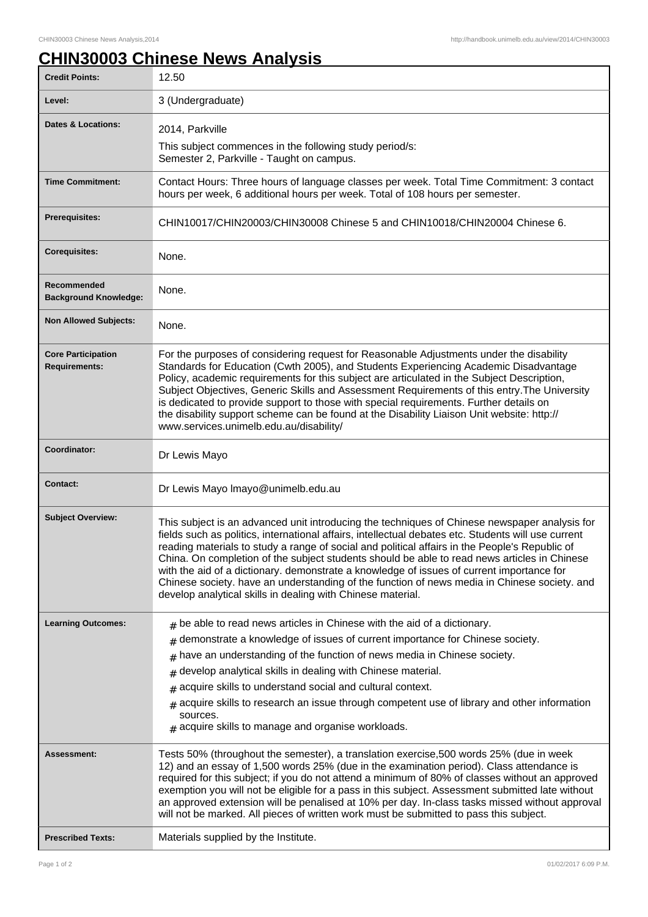# CHIN30003 Chinese News Analysis

| Credit Points: | 12.50 |
|---|---|
| Level: | 3 (Undergraduate) |
| Dates & Locations: | 2014, Parkville<br>This subject commences in the following study period/s:<br>Semester 2, Parkville - Taught on campus. |
| Time Commitment: | Contact Hours: Three hours of language classes per week. Total Time Commitment: 3 contact hours per week, 6 additional hours per week. Total of 108 hours per semester. |
| Prerequisites: | CHIN10017/CHIN20003/CHIN30008 Chinese 5 and CHIN10018/CHIN20004 Chinese 6. |
| Corequisites: | None. |
| Recommended Background Knowledge: | None. |
| Non Allowed Subjects: | None. |
| Core Participation Requirements: | For the purposes of considering request for Reasonable Adjustments under the disability Standards for Education (Cwth 2005), and Students Experiencing Academic Disadvantage Policy, academic requirements for this subject are articulated in the Subject Description, Subject Objectives, Generic Skills and Assessment Requirements of this entry.The University is dedicated to provide support to those with special requirements. Further details on the disability support scheme can be found at the Disability Liaison Unit website: http://www.services.unimelb.edu.au/disability/ |
| Coordinator: | Dr Lewis Mayo |
| Contact: | Dr Lewis Mayo lmayo@unimelb.edu.au |
| Subject Overview: | This subject is an advanced unit introducing the techniques of Chinese newspaper analysis for fields such as politics, international affairs, intellectual debates etc. Students will use current reading materials to study a range of social and political affairs in the People's Republic of China. On completion of the subject students should be able to read news articles in Chinese with the aid of a dictionary. demonstrate a knowledge of issues of current importance for Chinese society. have an understanding of the function of news media in Chinese society. and develop analytical skills in dealing with Chinese material. |
| Learning Outcomes: | # be able to read news articles in Chinese with the aid of a dictionary.<br># demonstrate a knowledge of issues of current importance for Chinese society.<br># have an understanding of the function of news media in Chinese society.<br># develop analytical skills in dealing with Chinese material.<br># acquire skills to understand social and cultural context.<br># acquire skills to research an issue through competent use of library and other information sources.<br># acquire skills to manage and organise workloads. |
| Assessment: | Tests 50% (throughout the semester), a translation exercise,500 words 25% (due in week 12) and an essay of 1,500 words 25% (due in the examination period). Class attendance is required for this subject; if you do not attend a minimum of 80% of classes without an approved exemption you will not be eligible for a pass in this subject. Assessment submitted late without an approved extension will be penalised at 10% per day. In-class tasks missed without approval will not be marked. All pieces of written work must be submitted to pass this subject. |
| Prescribed Texts: | Materials supplied by the Institute. |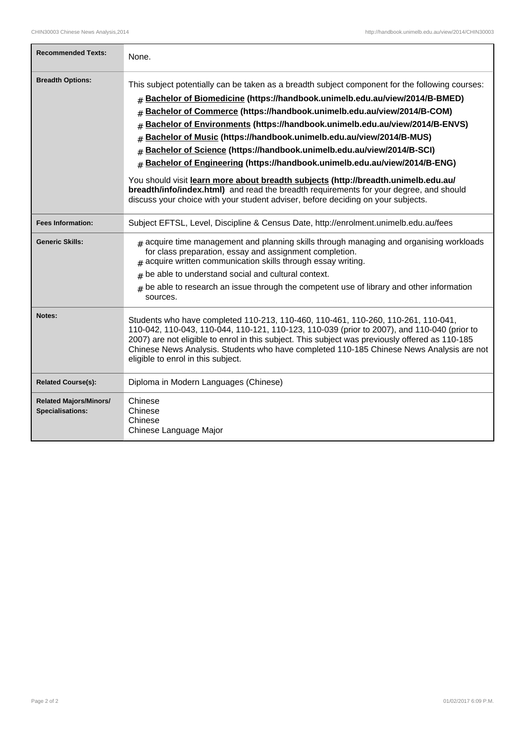| | |
|---|---|
| **Recommended Texts:** | None. |
| **Breadth Options:** | This subject potentially can be taken as a breadth subject component for the following courses:<br># **Bachelor of Biomedicine (https://handbook.unimelb.edu.au/view/2014/B-BMED)**<br># **Bachelor of Commerce (https://handbook.unimelb.edu.au/view/2014/B-COM)**<br># **Bachelor of Environments (https://handbook.unimelb.edu.au/view/2014/B-ENVS)**<br># **Bachelor of Music (https://handbook.unimelb.edu.au/view/2014/B-MUS)**<br># **Bachelor of Science (https://handbook.unimelb.edu.au/view/2014/B-SCI)**<br># **Bachelor of Engineering (https://handbook.unimelb.edu.au/view/2014/B-ENG)**<br>You should visit **learn more about breadth subjects (http://breadth.unimelb.edu.au/breadth/info/index.html)** and read the breadth requirements for your degree, and should discuss your choice with your student adviser, before deciding on your subjects. |
| **Fees Information:** | Subject EFTSL, Level, Discipline & Census Date, http://enrolment.unimelb.edu.au/fees |
| **Generic Skills:** | # acquire time management and planning skills through managing and organising workloads for class preparation, essay and assignment completion.<br># acquire written communication skills through essay writing.<br># be able to understand social and cultural context.<br># be able to research an issue through the competent use of library and other information sources. |
| **Notes:** | Students who have completed 110-213, 110-460, 110-461, 110-260, 110-261, 110-041, 110-042, 110-043, 110-044, 110-121, 110-123, 110-039 (prior to 2007), and 110-040 (prior to 2007) are not eligible to enrol in this subject. This subject was previously offered as 110-185 Chinese News Analysis. Students who have completed 110-185 Chinese News Analysis are not eligible to enrol in this subject. |
| **Related Course(s):** | Diploma in Modern Languages (Chinese) |
| **Related Majors/Minors/ Specialisations:** | Chinese<br>Chinese<br>Chinese<br>Chinese Language Major |